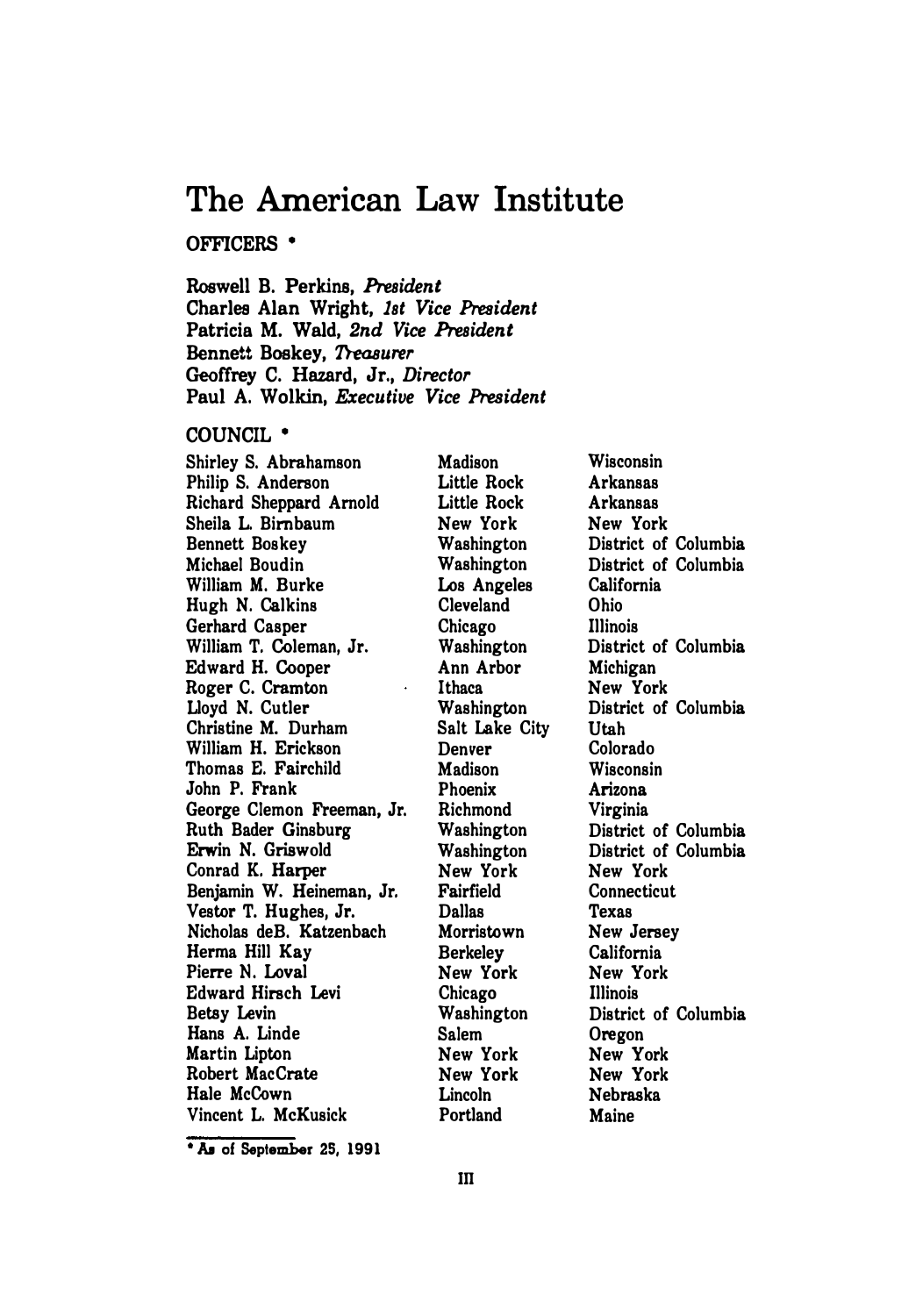# The American Law Institute

## OFFICERS *

Roswell B. Perkins, *President*
Charles Alan Wright, *1st Vice President*
Patricia M. Wald, *2nd Vice President*
Bennett Boskey, *Treasurer*
Geoffrey C. Hazard, Jr., *Director*
Paul A. Wolkin, *Executive Vice President*

## COUNCIL *

| | | |
|---|---|---|
| Shirley S. Abrahamson | Madison | Wisconsin |
| Philip S. Anderson | Little Rock | Arkansas |
| Richard Sheppard Arnold | Little Rock | Arkansas |
| Sheila L. Birnbaum | New York | New York |
| Bennett Boskey | Washington | District of Columbia |
| Michael Boudin | Washington | District of Columbia |
| William M. Burke | Los Angeles | California |
| Hugh N. Calkins | Cleveland | Ohio |
| Gerhard Casper | Chicago | Illinois |
| William T. Coleman, Jr. | Washington | District of Columbia |
| Edward H. Cooper | Ann Arbor | Michigan |
| Roger C. Cramton | Ithaca | New York |
| Lloyd N. Cutler | Washington | District of Columbia |
| Christine M. Durham | Salt Lake City | Utah |
| William H. Erickson | Denver | Colorado |
| Thomas E. Fairchild | Madison | Wisconsin |
| John P. Frank | Phoenix | Arizona |
| George Clemon Freeman, Jr. | Richmond | Virginia |
| Ruth Bader Ginsburg | Washington | District of Columbia |
| Erwin N. Griswold | Washington | District of Columbia |
| Conrad K. Harper | New York | New York |
| Benjamin W. Heineman, Jr. | Fairfield | Connecticut |
| Vestor T. Hughes, Jr. | Dallas | Texas |
| Nicholas deB. Katzenbach | Morristown | New Jersey |
| Herma Hill Kay | Berkeley | California |
| Pierre N. Loval | New York | New York |
| Edward Hirsch Levi | Chicago | Illinois |
| Betsy Levin | Washington | District of Columbia |
| Hans A. Linde | Salem | Oregon |
| Martin Lipton | New York | New York |
| Robert MacCrate | New York | New York |
| Hale McCown | Lincoln | Nebraska |
| Vincent L. McKusick | Portland | Maine |

* As of September 25, 1991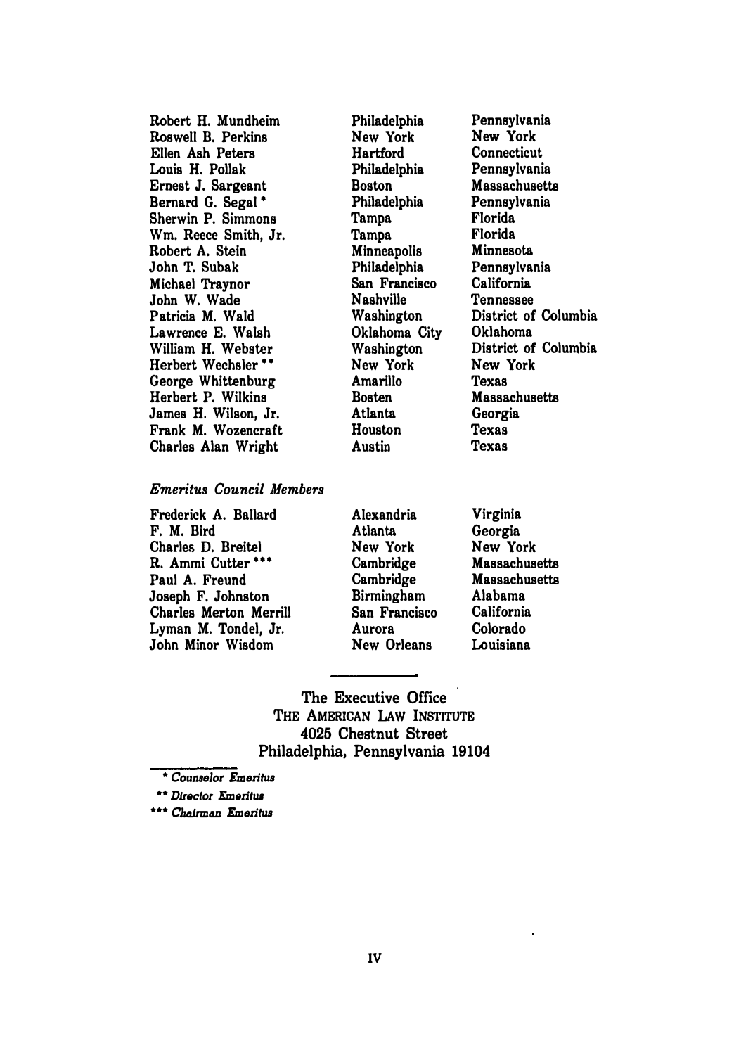| | | |
|---|---|---|
| Robert H. Mundheim | Philadelphia | Pennsylvania |
| Roswell B. Perkins | New York | New York |
| Ellen Ash Peters | Hartford | Connecticut |
| Louis H. Pollak | Philadelphia | Pennsylvania |
| Ernest J. Sargeant | Boston | Massachusetts |
| Bernard G. Segal * | Philadelphia | Pennsylvania |
| Sherwin P. Simmons | Tampa | Florida |
| Wm. Reece Smith, Jr. | Tampa | Florida |
| Robert A. Stein | Minneapolis | Minnesota |
| John T. Subak | Philadelphia | Pennsylvania |
| Michael Traynor | San Francisco | California |
| John W. Wade | Nashville | Tennessee |
| Patricia M. Wald | Washington | District of Columbia |
| Lawrence E. Walsh | Oklahoma City | Oklahoma |
| William H. Webster | Washington | District of Columbia |
| Herbert Wechsler ** | New York | New York |
| George Whittenburg | Amarillo | Texas |
| Herbert P. Wilkins | Bosten | Massachusetts |
| James H. Wilson, Jr. | Atlanta | Georgia |
| Frank M. Wozencraft | Houston | Texas |
| Charles Alan Wright | Austin | Texas |

*Emeritus Council Members*

| | | |
|---|---|---|
| Frederick A. Ballard | Alexandria | Virginia |
| F. M. Bird | Atlanta | Georgia |
| Charles D. Breitel | New York | New York |
| R. Ammi Cutter *** | Cambridge | Massachusetts |
| Paul A. Freund | Cambridge | Massachusetts |
| Joseph F. Johnston | Birmingham | Alabama |
| Charles Merton Merrill | San Francisco | California |
| Lyman M. Tondel, Jr. | Aurora | Colorado |
| John Minor Wisdom | New Orleans | Louisiana |

The Executive Office
THE AMERICAN LAW INSTITUTE
4025 Chestnut Street
Philadelphia, Pennsylvania 19104

\* *Counselor Emeritus*

\*\* *Director Emeritus*

\*\*\* *Chairman Emeritus*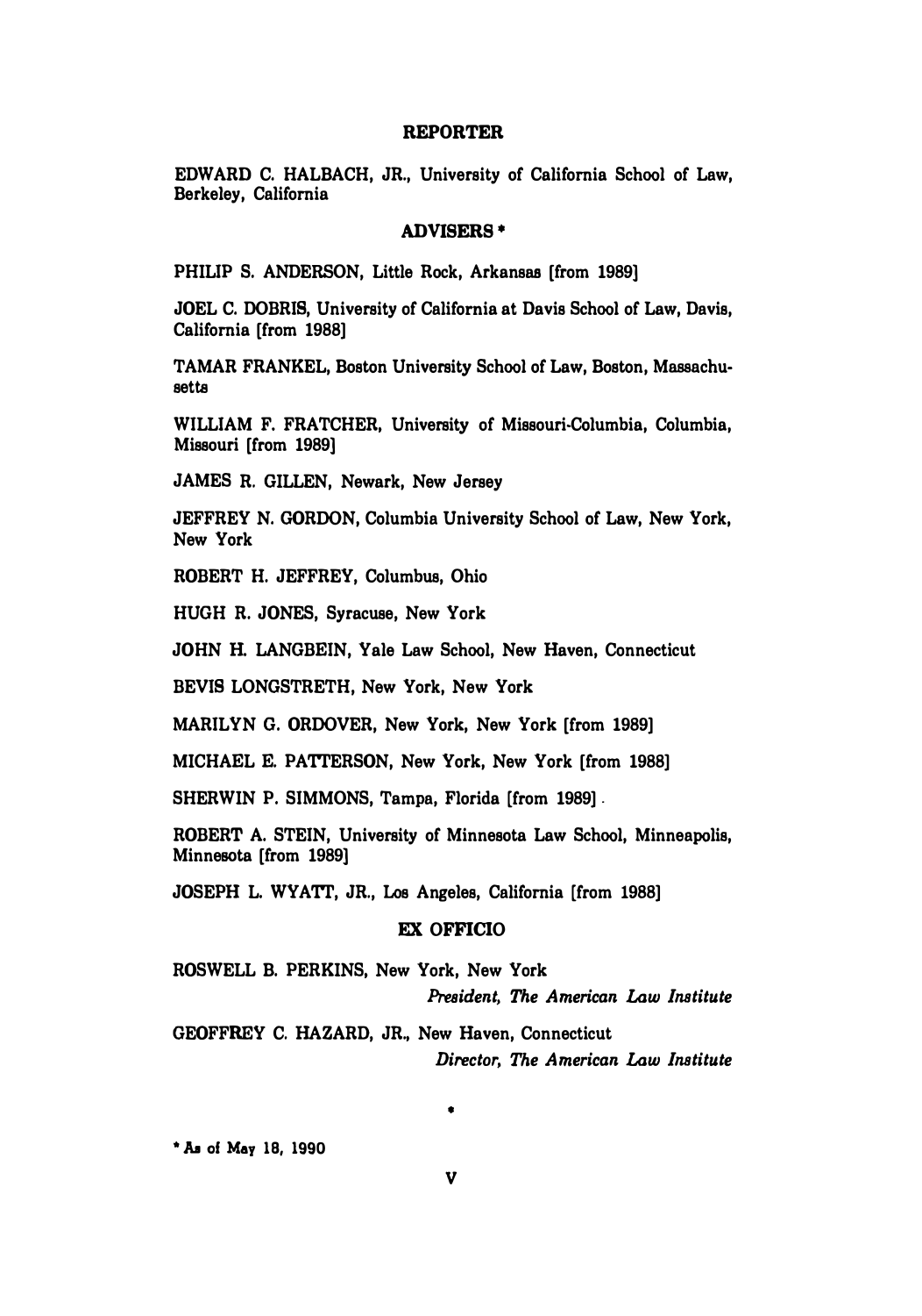## REPORTER

EDWARD C. HALBACH, JR., University of California School of Law, Berkeley, California

## ADVISERS *

PHILIP S. ANDERSON, Little Rock, Arkansas [from 1989]

JOEL C. DOBRIS, University of California at Davis School of Law, Davis, California [from 1988]

TAMAR FRANKEL, Boston University School of Law, Boston, Massachusetts

WILLIAM F. FRATCHER, University of Missouri-Columbia, Columbia, Missouri [from 1989]

JAMES R. GILLEN, Newark, New Jersey

JEFFREY N. GORDON, Columbia University School of Law, New York, New York

ROBERT H. JEFFREY, Columbus, Ohio

HUGH R. JONES, Syracuse, New York

JOHN H. LANGBEIN, Yale Law School, New Haven, Connecticut

BEVIS LONGSTRETH, New York, New York

MARILYN G. ORDOVER, New York, New York [from 1989]

MICHAEL E. PATTERSON, New York, New York [from 1988]

SHERWIN P. SIMMONS, Tampa, Florida [from 1989]

ROBERT A. STEIN, University of Minnesota Law School, Minneapolis, Minnesota [from 1989]

JOSEPH L. WYATT, JR., Los Angeles, California [from 1988]

## EX OFFICIO

ROSWELL B. PERKINS, New York, New York
*President, The American Law Institute*

GEOFFREY C. HAZARD, JR., New Haven, Connecticut
*Director, The American Law Institute*

* As of May 18, 1990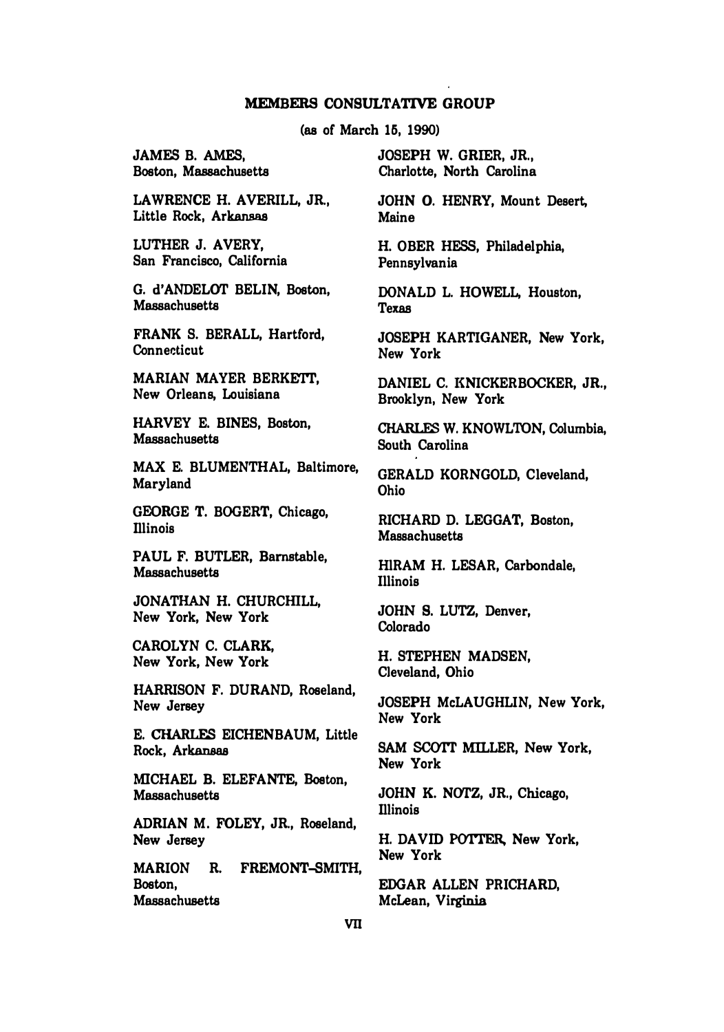## MEMBERS CONSULTATIVE GROUP

(as of March 15, 1990)

JAMES B. AMES, Boston, Massachusetts

LAWRENCE H. AVERILL, JR., Little Rock, Arkansas

LUTHER J. AVERY, San Francisco, California

G. d'ANDELOT BELIN, Boston, Massachusetts

FRANK S. BERALL, Hartford, Connecticut

MARIAN MAYER BERKETT, New Orleans, Louisiana

HARVEY E. BINES, Boston, Massachusetts

MAX E. BLUMENTHAL, Baltimore, Maryland

GEORGE T. BOGERT, Chicago, Illinois

PAUL F. BUTLER, Barnstable, Massachusetts

JONATHAN H. CHURCHILL, New York, New York

CAROLYN C. CLARK, New York, New York

HARRISON F. DURAND, Roseland, New Jersey

E. CHARLES EICHENBAUM, Little Rock, Arkansas

MICHAEL B. ELEFANTE, Boston, Massachusetts

ADRIAN M. FOLEY, JR., Roseland, New Jersey

MARION R. FREMONT-SMITH, Boston, Massachusetts

JOSEPH W. GRIER, JR., Charlotte, North Carolina

JOHN O. HENRY, Mount Desert, Maine

H. OBER HESS, Philadelphia, Pennsylvania

DONALD L. HOWELL, Houston, Texas

JOSEPH KARTIGANER, New York, New York

DANIEL C. KNICKERBOCKER, JR., Brooklyn, New York

CHARLES W. KNOWLTON, Columbia, South Carolina

GERALD KORNGOLD, Cleveland, Ohio

RICHARD D. LEGGAT, Boston, Massachusetts

HIRAM H. LESAR, Carbondale, Illinois

JOHN S. LUTZ, Denver, Colorado

H. STEPHEN MADSEN, Cleveland, Ohio

JOSEPH McLAUGHLIN, New York, New York

SAM SCOTT MILLER, New York, New York

JOHN K. NOTZ, JR., Chicago, Illinois

H. DAVID POTTER, New York, New York

EDGAR ALLEN PRICHARD, McLean, Virginia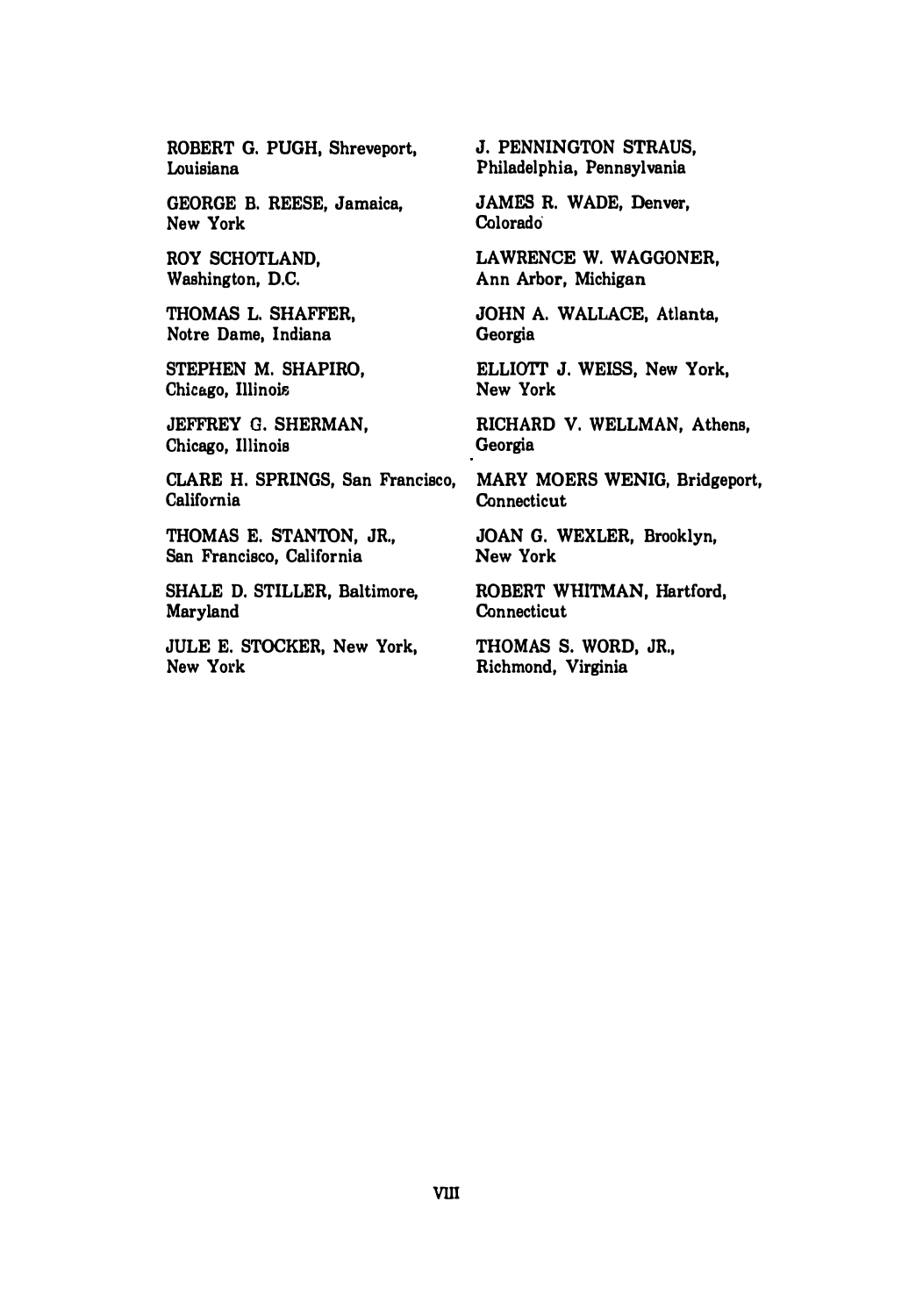ROBERT G. PUGH, Shreveport, Louisiana

GEORGE B. REESE, Jamaica, New York

ROY SCHOTLAND, Washington, D.C.

THOMAS L. SHAFFER, Notre Dame, Indiana

STEPHEN M. SHAPIRO, Chicago, Illinois

JEFFREY G. SHERMAN, Chicago, Illinois

CLARE H. SPRINGS, San Francisco, California

THOMAS E. STANTON, JR., San Francisco, California

SHALE D. STILLER, Baltimore, Maryland

JULE E. STOCKER, New York, New York

J. PENNINGTON STRAUS, Philadelphia, Pennsylvania

JAMES R. WADE, Denver, Colorado

LAWRENCE W. WAGGONER, Ann Arbor, Michigan

JOHN A. WALLACE, Atlanta, Georgia

ELLIOTT J. WEISS, New York, New York

RICHARD V. WELLMAN, Athens, Georgia

MARY MOERS WENIG, Bridgeport, Connecticut

JOAN G. WEXLER, Brooklyn, New York

ROBERT WHITMAN, Hartford, Connecticut

THOMAS S. WORD, JR., Richmond, Virginia